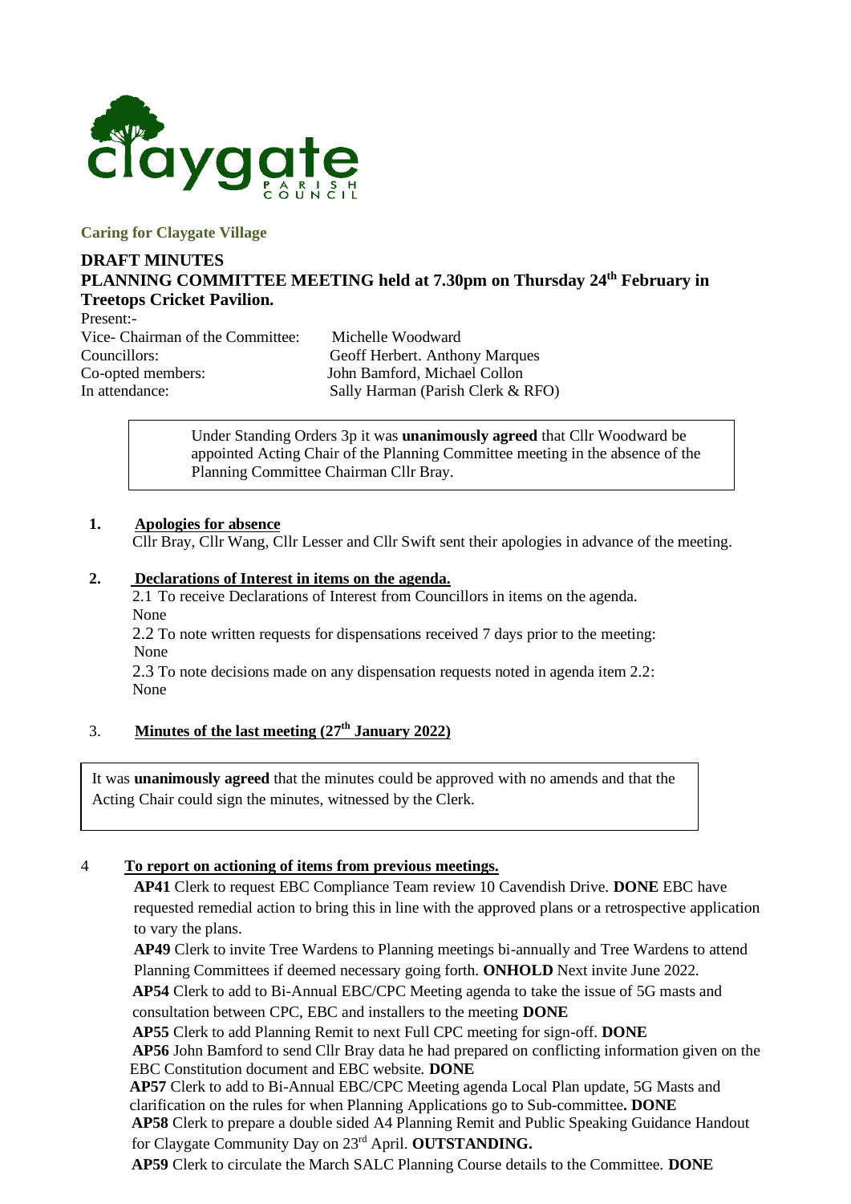claygate PARISH COUNCIL

**Caring for Claygate Village**

## DRAFT MINUTES

## PLANNING COMMITTEE MEETING held at 7.30pm on Thursday 24th February in Treetops Cricket Pavilion.

Present:-

Vice- Chairman of the Committee: Michelle Woodward
Councillors: Geoff Herbert. Anthony Marques
Co-opted members: John Bamford, Michael Collon
In attendance: Sally Harman (Parish Clerk & RFO)

> Under Standing Orders 3p it was **unanimously agreed** that Cllr Woodward be appointed Acting Chair of the Planning Committee meeting in the absence of the Planning Committee Chairman Cllr Bray.

**1. Apologies for absence**

Cllr Bray, Cllr Wang, Cllr Lesser and Cllr Swift sent their apologies in advance of the meeting.

**2. Declarations of Interest in items on the agenda.**

2.1 To receive Declarations of Interest from Councillors in items on the agenda.
None

2.2 To note written requests for dispensations received 7 days prior to the meeting:
None

2.3 To note decisions made on any dispensation requests noted in agenda item 2.2:
None

**3. Minutes of the last meeting (27th January 2022)**

> It was **unanimously agreed** that the minutes could be approved with no amends and that the Acting Chair could sign the minutes, witnessed by the Clerk.

**4 To report on actioning of items from previous meetings.**

**AP41** Clerk to request EBC Compliance Team review 10 Cavendish Drive. **DONE** EBC have requested remedial action to bring this in line with the approved plans or a retrospective application to vary the plans.

**AP49** Clerk to invite Tree Wardens to Planning meetings bi-annually and Tree Wardens to attend Planning Committees if deemed necessary going forth. **ONHOLD** Next invite June 2022.

**AP54** Clerk to add to Bi-Annual EBC/CPC Meeting agenda to take the issue of 5G masts and consultation between CPC, EBC and installers to the meeting **DONE**

**AP55** Clerk to add Planning Remit to next Full CPC meeting for sign-off. **DONE**

**AP56** John Bamford to send Cllr Bray data he had prepared on conflicting information given on the EBC Constitution document and EBC website. **DONE**

**AP57** Clerk to add to Bi-Annual EBC/CPC Meeting agenda Local Plan update, 5G Masts and clarification on the rules for when Planning Applications go to Sub-committee**. DONE**

**AP58** Clerk to prepare a double sided A4 Planning Remit and Public Speaking Guidance Handout for Claygate Community Day on 23rd April. **OUTSTANDING.**

**AP59** Clerk to circulate the March SALC Planning Course details to the Committee. **DONE**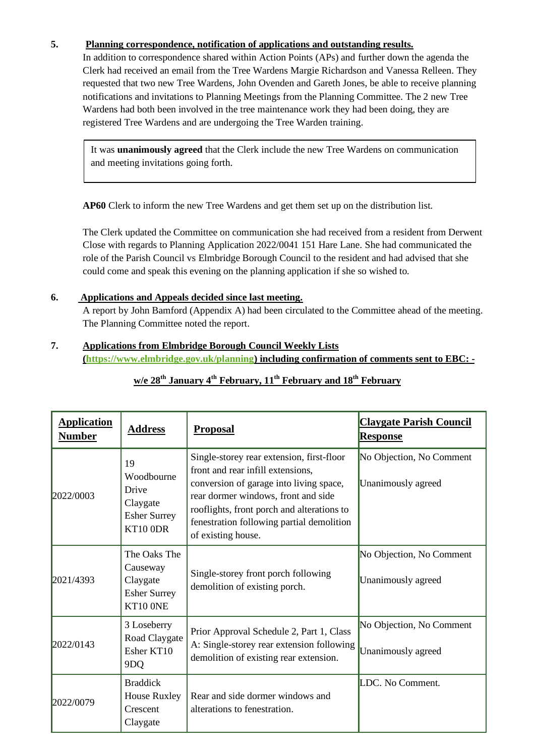**5. Planning correspondence, notification of applications and outstanding results.**

In addition to correspondence shared within Action Points (APs) and further down the agenda the Clerk had received an email from the Tree Wardens Margie Richardson and Vanessa Relleen. They requested that two new Tree Wardens, John Ovenden and Gareth Jones, be able to receive planning notifications and invitations to Planning Meetings from the Planning Committee. The 2 new Tree Wardens had both been involved in the tree maintenance work they had been doing, they are registered Tree Wardens and are undergoing the Tree Warden training.

> It was **unanimously agreed** that the Clerk include the new Tree Wardens on communication and meeting invitations going forth.

**AP60** Clerk to inform the new Tree Wardens and get them set up on the distribution list.

The Clerk updated the Committee on communication she had received from a resident from Derwent Close with regards to Planning Application 2022/0041 151 Hare Lane. She had communicated the role of the Parish Council vs Elmbridge Borough Council to the resident and had advised that she could come and speak this evening on the planning application if she so wished to.

**6. Applications and Appeals decided since last meeting.**

A report by John Bamford (Appendix A) had been circulated to the Committee ahead of the meeting. The Planning Committee noted the report.

**7. Applications from Elmbridge Borough Council Weekly Lists (https://www.elmbridge.gov.uk/planning) including confirmation of comments sent to EBC: -**

**w/e 28th January 4th February, 11th February and 18th February**

| Application Number | Address | Proposal | Claygate Parish Council Response |
|---|---|---|---|
| 2022/0003 | 19 Woodbourne Drive Claygate Esher Surrey KT10 0DR | Single-storey rear extension, first-floor front and rear infill extensions, conversion of garage into living space, rear dormer windows, front and side rooflights, front porch and alterations to fenestration following partial demolition of existing house. | No Objection, No Comment<br><br>Unanimously agreed |
| 2021/4393 | The Oaks The Causeway Claygate Esher Surrey KT10 0NE | Single-storey front porch following demolition of existing porch. | No Objection, No Comment<br><br>Unanimously agreed |
| 2022/0143 | 3 Loseberry Road Claygate Esher KT10 9DQ | Prior Approval Schedule 2, Part 1, Class A: Single-storey rear extension following demolition of existing rear extension. | No Objection, No Comment<br><br>Unanimously agreed |
| 2022/0079 | Braddick House Ruxley Crescent Claygate | Rear and side dormer windows and alterations to fenestration. | LDC. No Comment. |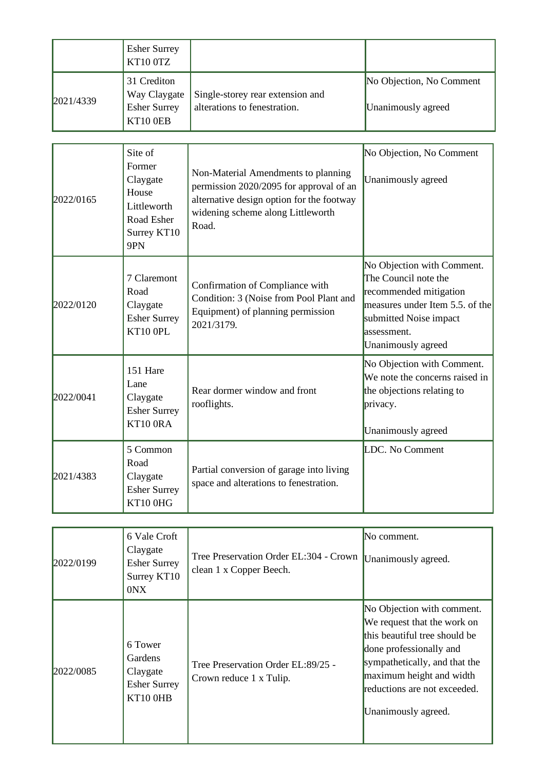| | | | |
|---|---|---|---|
| | Esher Surrey KT10 0TZ | | |
| 2021/4339 | 31 Crediton Way Claygate Esher Surrey KT10 0EB | Single-storey rear extension and alterations to fenestration. | No Objection, No Comment<br><br>Unanimously agreed |

| | | | |
|---|---|---|---|
| 2022/0165 | Site of Former Claygate House Littleworth Road Esher Surrey KT10 9PN | Non-Material Amendments to planning permission 2020/2095 for approval of an alternative design option for the footway widening scheme along Littleworth Road. | No Objection, No Comment<br><br>Unanimously agreed |
| 2022/0120 | 7 Claremont Road Claygate Esher Surrey KT10 0PL | Confirmation of Compliance with Condition: 3 (Noise from Pool Plant and Equipment) of planning permission 2021/3179. | No Objection with Comment. The Council note the recommended mitigation measures under Item 5.5. of the submitted Noise impact assessment.<br>Unanimously agreed |
| 2022/0041 | 151 Hare Lane Claygate Esher Surrey KT10 0RA | Rear dormer window and front rooflights. | No Objection with Comment. We note the concerns raised in the objections relating to privacy.<br><br>Unanimously agreed |
| 2021/4383 | 5 Common Road Claygate Esher Surrey KT10 0HG | Partial conversion of garage into living space and alterations to fenestration. | LDC. No Comment |

| | | | |
|---|---|---|---|
| 2022/0199 | 6 Vale Croft Claygate Esher Surrey Surrey KT10 0NX | Tree Preservation Order EL:304 - Crown clean 1 x Copper Beech. | No comment.<br><br>Unanimously agreed. |
| 2022/0085 | 6 Tower Gardens Claygate Esher Surrey KT10 0HB | Tree Preservation Order EL:89/25 - Crown reduce 1 x Tulip. | No Objection with comment. We request that the work on this beautiful tree should be done professionally and sympathetically, and that the maximum height and width reductions are not exceeded.<br><br>Unanimously agreed. |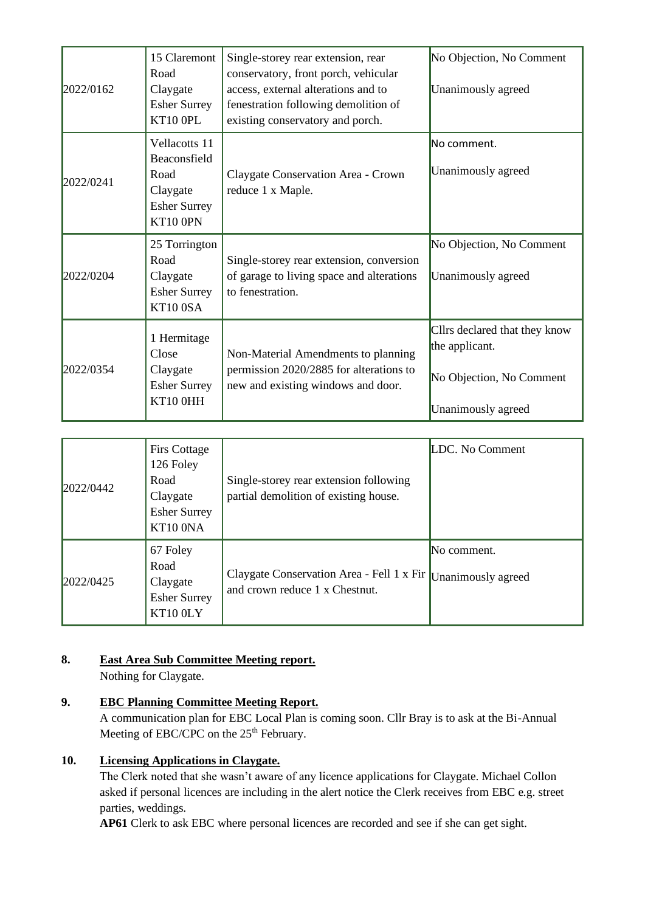| | | | |
|---|---|---|---|
| 2022/0162 | 15 Claremont Road Claygate Esher Surrey KT10 0PL | Single-storey rear extension, rear conservatory, front porch, vehicular access, external alterations and to fenestration following demolition of existing conservatory and porch. | No Objection, No Comment<br><br>Unanimously agreed |
| 2022/0241 | Vellacotts 11 Beaconsfield Road Claygate Esher Surrey KT10 0PN | Claygate Conservation Area - Crown reduce 1 x Maple. | No comment.<br><br>Unanimously agreed |
| 2022/0204 | 25 Torrington Road Claygate Esher Surrey KT10 0SA | Single-storey rear extension, conversion of garage to living space and alterations to fenestration. | No Objection, No Comment<br><br>Unanimously agreed |
| 2022/0354 | 1 Hermitage Close Claygate Esher Surrey KT10 0HH | Non-Material Amendments to planning permission 2020/2885 for alterations to new and existing windows and door. | Cllrs declared that they know the applicant.<br><br>No Objection, No Comment<br><br>Unanimously agreed |
| 2022/0442 | Firs Cottage 126 Foley Road Claygate Esher Surrey KT10 0NA | Single-storey rear extension following partial demolition of existing house. | LDC. No Comment |
| 2022/0425 | 67 Foley Road Claygate Esher Surrey KT10 0LY | Claygate Conservation Area - Fell 1 x Fir and crown reduce 1 x Chestnut. | No comment.<br>Unanimously agreed |

**8. East Area Sub Committee Meeting report.**

Nothing for Claygate.

**9. EBC Planning Committee Meeting Report.**

A communication plan for EBC Local Plan is coming soon. Cllr Bray is to ask at the Bi-Annual Meeting of EBC/CPC on the 25th February.

**10. Licensing Applications in Claygate.**

The Clerk noted that she wasn't aware of any licence applications for Claygate. Michael Collon asked if personal licences are including in the alert notice the Clerk receives from EBC e.g. street parties, weddings.

**AP61** Clerk to ask EBC where personal licences are recorded and see if she can get sight.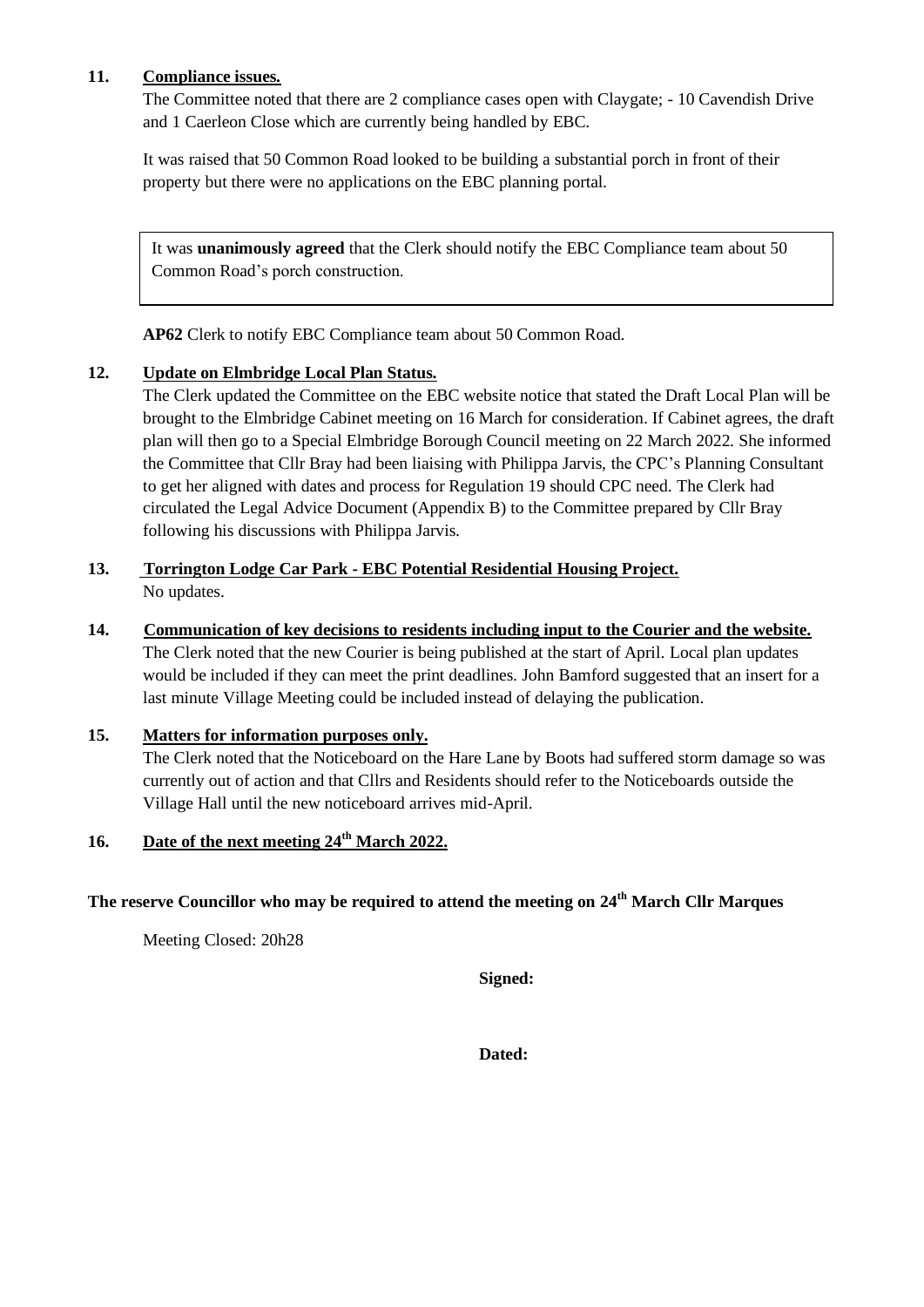**11. Compliance issues.**

The Committee noted that there are 2 compliance cases open with Claygate; - 10 Cavendish Drive and 1 Caerleon Close which are currently being handled by EBC.

It was raised that 50 Common Road looked to be building a substantial porch in front of their property but there were no applications on the EBC planning portal.

> It was **unanimously agreed** that the Clerk should notify the EBC Compliance team about 50 Common Road's porch construction.

**AP62** Clerk to notify EBC Compliance team about 50 Common Road.

**12. Update on Elmbridge Local Plan Status.**

The Clerk updated the Committee on the EBC website notice that stated the Draft Local Plan will be brought to the Elmbridge Cabinet meeting on 16 March for consideration. If Cabinet agrees, the draft plan will then go to a Special Elmbridge Borough Council meeting on 22 March 2022. She informed the Committee that Cllr Bray had been liaising with Philippa Jarvis, the CPC's Planning Consultant to get her aligned with dates and process for Regulation 19 should CPC need. The Clerk had circulated the Legal Advice Document (Appendix B) to the Committee prepared by Cllr Bray following his discussions with Philippa Jarvis.

**13. Torrington Lodge Car Park - EBC Potential Residential Housing Project.**

No updates.

**14. Communication of key decisions to residents including input to the Courier and the website.**

The Clerk noted that the new Courier is being published at the start of April. Local plan updates would be included if they can meet the print deadlines. John Bamford suggested that an insert for a last minute Village Meeting could be included instead of delaying the publication.

**15. Matters for information purposes only.**

The Clerk noted that the Noticeboard on the Hare Lane by Boots had suffered storm damage so was currently out of action and that Cllrs and Residents should refer to the Noticeboards outside the Village Hall until the new noticeboard arrives mid-April.

**16. Date of the next meeting 24th March 2022.**

**The reserve Councillor who may be required to attend the meeting on 24th March Cllr Marques**

Meeting Closed: 20h28

**Signed:**

**Dated:**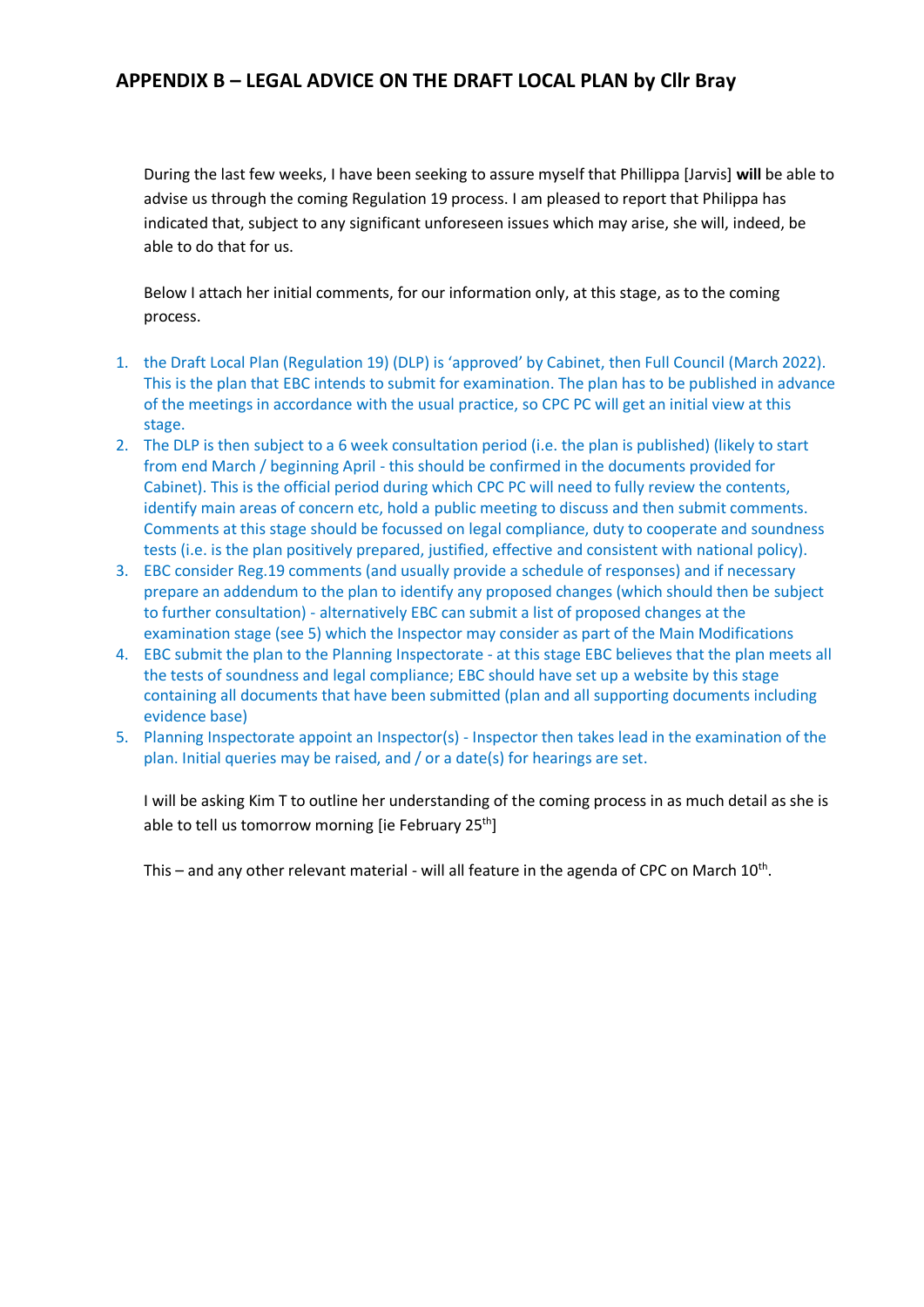## APPENDIX B – LEGAL ADVICE ON THE DRAFT LOCAL PLAN by Cllr Bray

During the last few weeks, I have been seeking to assure myself that Phillippa [Jarvis] **will** be able to advise us through the coming Regulation 19 process. I am pleased to report that Philippa has indicated that, subject to any significant unforeseen issues which may arise, she will, indeed, be able to do that for us.

Below I attach her initial comments, for our information only, at this stage, as to the coming process.

1. the Draft Local Plan (Regulation 19) (DLP) is 'approved' by Cabinet, then Full Council (March 2022). This is the plan that EBC intends to submit for examination. The plan has to be published in advance of the meetings in accordance with the usual practice, so CPC PC will get an initial view at this stage.
2. The DLP is then subject to a 6 week consultation period (i.e. the plan is published) (likely to start from end March / beginning April - this should be confirmed in the documents provided for Cabinet). This is the official period during which CPC PC will need to fully review the contents, identify main areas of concern etc, hold a public meeting to discuss and then submit comments. Comments at this stage should be focussed on legal compliance, duty to cooperate and soundness tests (i.e. is the plan positively prepared, justified, effective and consistent with national policy).
3. EBC consider Reg.19 comments (and usually provide a schedule of responses) and if necessary prepare an addendum to the plan to identify any proposed changes (which should then be subject to further consultation) - alternatively EBC can submit a list of proposed changes at the examination stage (see 5) which the Inspector may consider as part of the Main Modifications
4. EBC submit the plan to the Planning Inspectorate - at this stage EBC believes that the plan meets all the tests of soundness and legal compliance; EBC should have set up a website by this stage containing all documents that have been submitted (plan and all supporting documents including evidence base)
5. Planning Inspectorate appoint an Inspector(s) - Inspector then takes lead in the examination of the plan. Initial queries may be raised, and / or a date(s) for hearings are set.

I will be asking Kim T to outline her understanding of the coming process in as much detail as she is able to tell us tomorrow morning [ie February 25th]

This – and any other relevant material - will all feature in the agenda of CPC on March 10th.